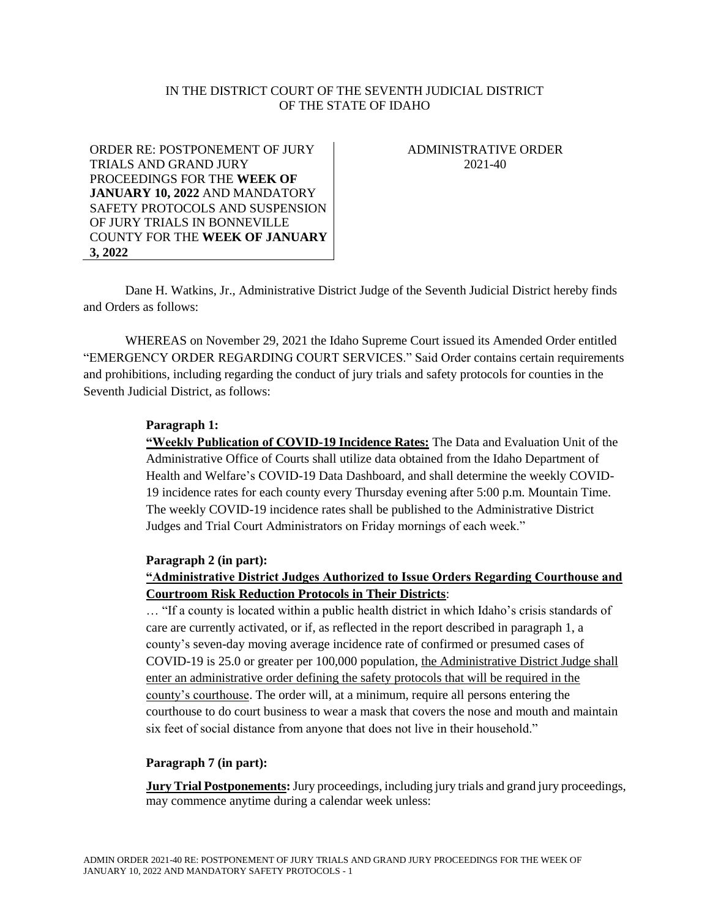IN THE DISTRICT COURT OF THE SEVENTH JUDICIAL DISTRICT
OF THE STATE OF IDAHO

ORDER RE: POSTPONEMENT OF JURY TRIALS AND GRAND JURY PROCEEDINGS FOR THE **WEEK OF JANUARY 10, 2022** AND MANDATORY SAFETY PROTOCOLS AND SUSPENSION OF JURY TRIALS IN BONNEVILLE COUNTY FOR THE **WEEK OF JANUARY 3, 2022**

ADMINISTRATIVE ORDER
2021-40

Dane H. Watkins, Jr., Administrative District Judge of the Seventh Judicial District hereby finds and Orders as follows:

WHEREAS on November 29, 2021 the Idaho Supreme Court issued its Amended Order entitled "EMERGENCY ORDER REGARDING COURT SERVICES." Said Order contains certain requirements and prohibitions, including regarding the conduct of jury trials and safety protocols for counties in the Seventh Judicial District, as follows:

**Paragraph 1:**

**"Weekly Publication of COVID-19 Incidence Rates:** The Data and Evaluation Unit of the Administrative Office of Courts shall utilize data obtained from the Idaho Department of Health and Welfare's COVID-19 Data Dashboard, and shall determine the weekly COVID-19 incidence rates for each county every Thursday evening after 5:00 p.m. Mountain Time. The weekly COVID-19 incidence rates shall be published to the Administrative District Judges and Trial Court Administrators on Friday mornings of each week."

**Paragraph 2 (in part):**

**"Administrative District Judges Authorized to Issue Orders Regarding Courthouse and Courtroom Risk Reduction Protocols in Their Districts**:

… "If a county is located within a public health district in which Idaho's crisis standards of care are currently activated, or if, as reflected in the report described in paragraph 1, a county's seven-day moving average incidence rate of confirmed or presumed cases of COVID-19 is 25.0 or greater per 100,000 population, the Administrative District Judge shall enter an administrative order defining the safety protocols that will be required in the county's courthouse. The order will, at a minimum, require all persons entering the courthouse to do court business to wear a mask that covers the nose and mouth and maintain six feet of social distance from anyone that does not live in their household."

**Paragraph 7 (in part):**

**Jury Trial Postponements:** Jury proceedings, including jury trials and grand jury proceedings, may commence anytime during a calendar week unless: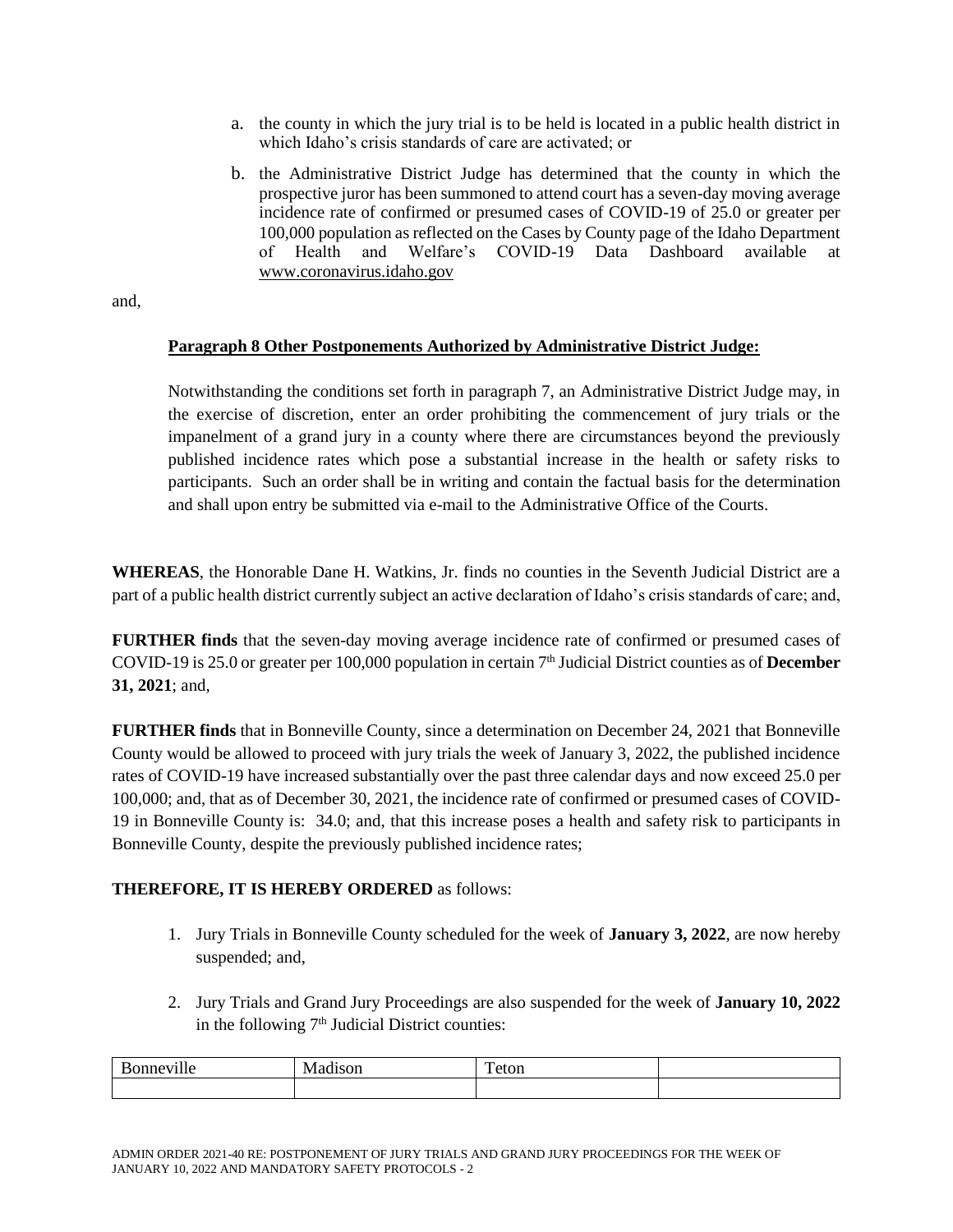a. the county in which the jury trial is to be held is located in a public health district in which Idaho's crisis standards of care are activated; or

b. the Administrative District Judge has determined that the county in which the prospective juror has been summoned to attend court has a seven-day moving average incidence rate of confirmed or presumed cases of COVID-19 of 25.0 or greater per 100,000 population as reflected on the Cases by County page of the Idaho Department of Health and Welfare's COVID-19 Data Dashboard available at www.coronavirus.idaho.gov

and,

**Paragraph 8 Other Postponements Authorized by Administrative District Judge:**

Notwithstanding the conditions set forth in paragraph 7, an Administrative District Judge may, in the exercise of discretion, enter an order prohibiting the commencement of jury trials or the impanelment of a grand jury in a county where there are circumstances beyond the previously published incidence rates which pose a substantial increase in the health or safety risks to participants. Such an order shall be in writing and contain the factual basis for the determination and shall upon entry be submitted via e-mail to the Administrative Office of the Courts.

**WHEREAS**, the Honorable Dane H. Watkins, Jr. finds no counties in the Seventh Judicial District are a part of a public health district currently subject an active declaration of Idaho's crisis standards of care; and,

**FURTHER finds** that the seven-day moving average incidence rate of confirmed or presumed cases of COVID-19 is 25.0 or greater per 100,000 population in certain 7th Judicial District counties as of **December 31, 2021**; and,

**FURTHER finds** that in Bonneville County, since a determination on December 24, 2021 that Bonneville County would be allowed to proceed with jury trials the week of January 3, 2022, the published incidence rates of COVID-19 have increased substantially over the past three calendar days and now exceed 25.0 per 100,000; and, that as of December 30, 2021, the incidence rate of confirmed or presumed cases of COVID-19 in Bonneville County is: 34.0; and, that this increase poses a health and safety risk to participants in Bonneville County, despite the previously published incidence rates;

**THEREFORE, IT IS HEREBY ORDERED** as follows:

1. Jury Trials in Bonneville County scheduled for the week of **January 3, 2022**, are now hereby suspended; and,

2. Jury Trials and Grand Jury Proceedings are also suspended for the week of **January 10, 2022** in the following 7th Judicial District counties:

| Bonneville | Madison | Teton | |
|---|---|---|---|
| | | | |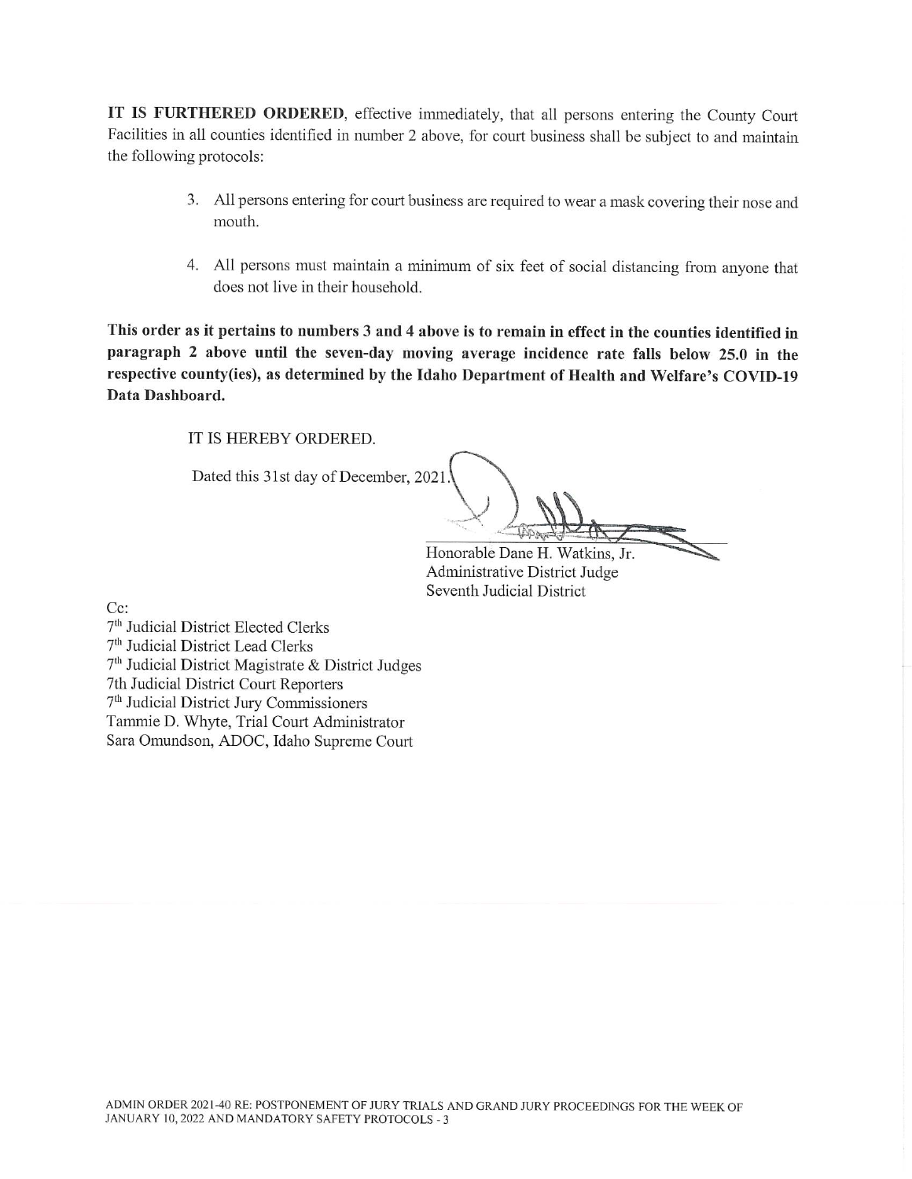**IT IS FURTHERED ORDERED**, effective immediately, that all persons entering the County Court Facilities in all counties identified in number 2 above, for court business shall be subject to and maintain the following protocols:

3. All persons entering for court business are required to wear a mask covering their nose and mouth.

4. All persons must maintain a minimum of six feet of social distancing from anyone that does not live in their household.

**This order as it pertains to numbers 3 and 4 above is to remain in effect in the counties identified in paragraph 2 above until the seven-day moving average incidence rate falls below 25.0 in the respective county(ies), as determined by the Idaho Department of Health and Welfare's COVID-19 Data Dashboard.**

IT IS HEREBY ORDERED.

Dated this 31st day of December, 2021.

Honorable Dane H. Watkins, Jr.
Administrative District Judge
Seventh Judicial District

Cc:
7th Judicial District Elected Clerks
7th Judicial District Lead Clerks
7th Judicial District Magistrate & District Judges
7th Judicial District Court Reporters
7th Judicial District Jury Commissioners
Tammie D. Whyte, Trial Court Administrator
Sara Omundson, ADOC, Idaho Supreme Court

ADMIN ORDER 2021-40 RE: POSTPONEMENT OF JURY TRIALS AND GRAND JURY PROCEEDINGS FOR THE WEEK OF JANUARY 10, 2022 AND MANDATORY SAFETY PROTOCOLS - 3